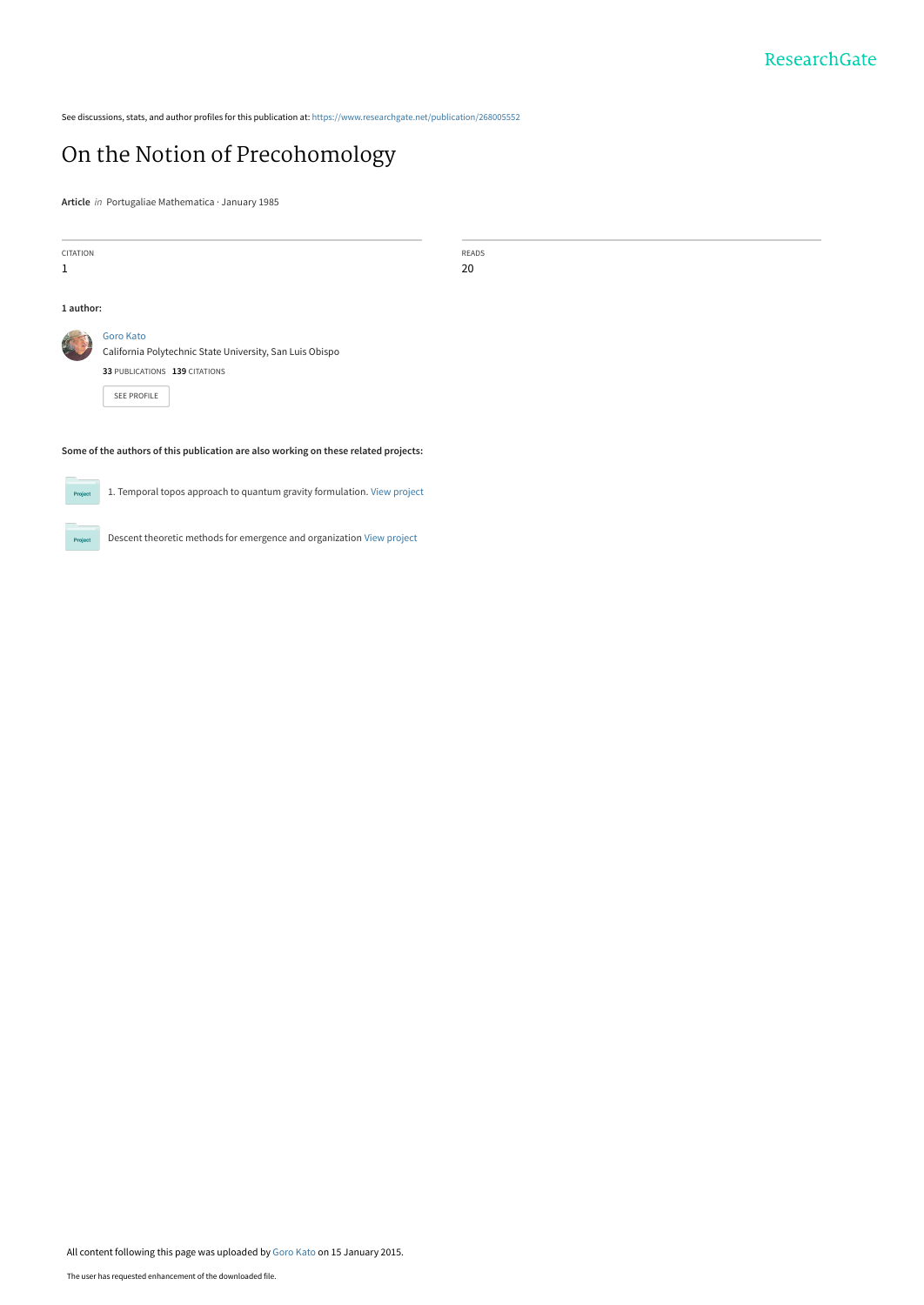See discussions, stats, and author profiles for this publication at: https://www.researchgate.net/publication/268005552

# On the Notion of Precohomology

**Article** *in* Portugaliae Mathematica · January 1985

| CITATION | READS |
| --- | --- |
| 1 | 20 |

**1 author:**

Goro Kato
California Polytechnic State University, San Luis Obispo
**33** PUBLICATIONS **139** CITATIONS

SEE PROFILE

**Some of the authors of this publication are also working on these related projects:**

1. Temporal topos approach to quantum gravity formulation. View project

Descent theoretic methods for emergence and organization View project

All content following this page was uploaded by Goro Kato on 15 January 2015.

The user has requested enhancement of the downloaded file.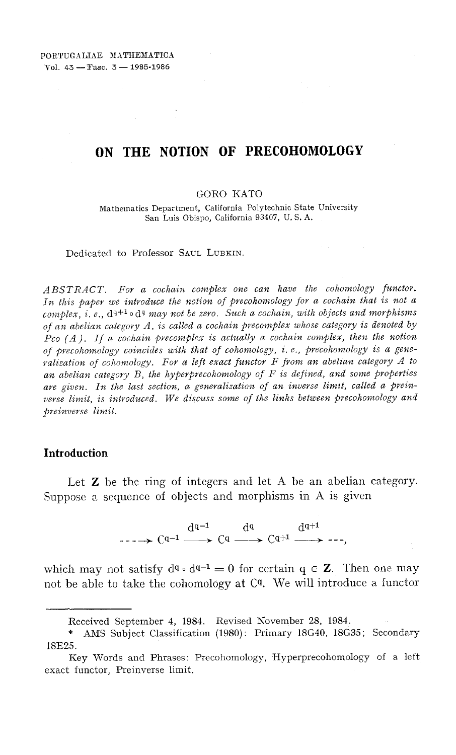PORTUGALIAE MATHEMATICA
Vol. 43 — Fasc. 3 — 1985-1986

# ON THE NOTION OF PRECOHOMOLOGY

GORO KATO

Mathematics Department, California Polytechnic State University
San Luis Obispo, California 93407, U. S. A.

Dedicated to Professor SAUL LUBKIN.

*ABSTRACT. For a cochain complex one can have the cohomology functor. In this paper we introduce the notion of precohomology for a cochain that is not a complex, i. e.,* $d^{q+1} \circ d^q$ *may not be zero. Such a cochain, with objects and morphisms of an abelian category A, is called a cochain precomplex whose category is denoted by Pco (A). If a cochain precomplex is actually a cochain complex, then the notion of precohomology coincides with that of cohomology, i. e., precohomology is a generalization of cohomology. For a left exact functor F from an abelian category A to an abelian category B, the hyperprecohomology of F is defined, and some properties are given. In the last section, a generalization of an inverse limit, called a preinverse limit, is introduced. We discuss some of the links between precohomology and preinverse limit.*

## Introduction

Let **Z** be the ring of integers and let A be an abelian category. Suppose a sequence of objects and morphisms in A is given

$$---\rightarrow C^{q-1} \xrightarrow{d^{q-1}} C^q \xrightarrow{d^q} C^{q+1} \xrightarrow{d^{q+1}} ---,$$

which may not satisfy $d^q \circ d^{q-1} = 0$ for certain $q \in \mathbf{Z}$. Then one may not be able to take the cohomology at $C^q$. We will introduce a functor

---

Received September 4, 1984. Revised November 28, 1984.

\* AMS Subject Classification (1980): Primary 18G40, 18G35; Secondary 18E25.

Key Words and Phrases: Precohomology, Hyperprecohomology of a left exact functor, Preinverse limit.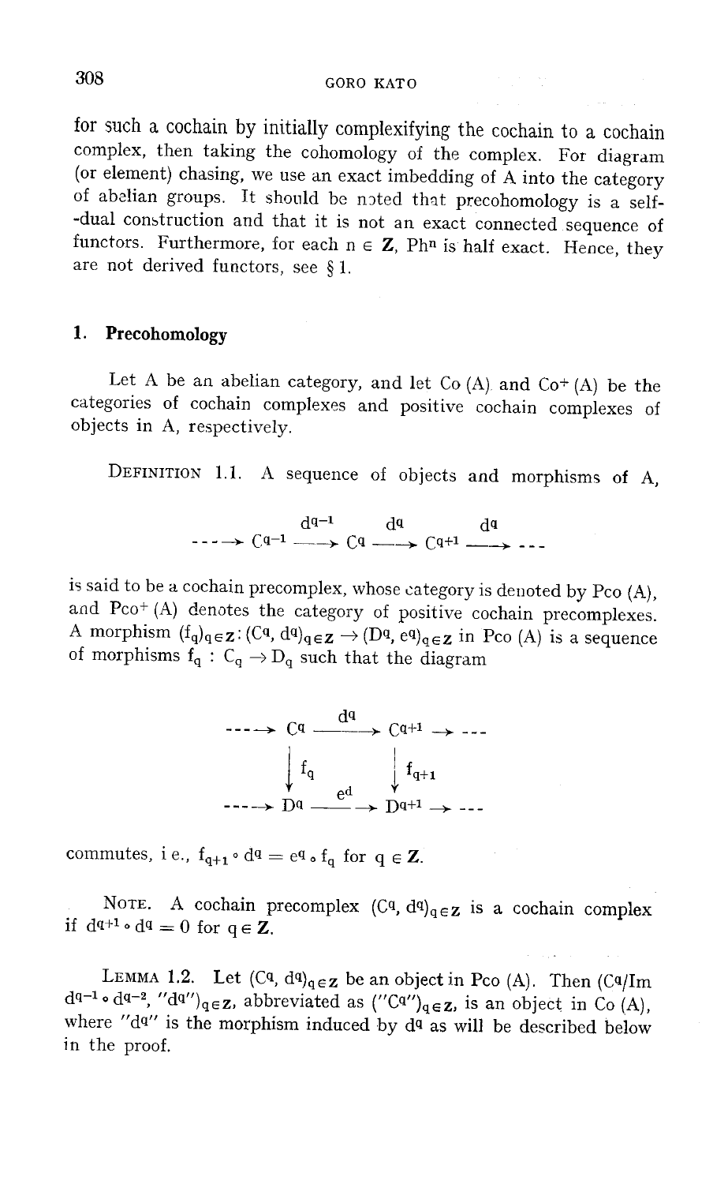for such a cochain by initially complexifying the cochain to a cochain complex, then taking the cohomology of the complex. For diagram (or element) chasing, we use an exact imbedding of A into the category of abelian groups. It should be noted that precohomology is a self--dual construction and that it is not an exact connected sequence of functors. Furthermore, for each $n \in \mathbf{Z}$, $\mathrm{Ph}^n$ is half exact. Hence, they are not derived functors, see § 1.

## 1. Precohomology

Let A be an abelian category, and let Co (A) and Co$^+$ (A) be the categories of cochain complexes and positive cochain complexes of objects in A, respectively.

DEFINITION 1.1. A sequence of objects and morphisms of A,

$$\cdots \longrightarrow C^{q-1} \xrightarrow{d^{q-1}} C^q \xrightarrow{d^q} C^{q+1} \xrightarrow{d^q} \cdots$$

is said to be a cochain precomplex, whose category is denoted by Pco (A), and Pco$^+$ (A) denotes the category of positive cochain precomplexes. A morphism $(f_q)_{q \in \mathbf{Z}}: (C^q, d^q)_{q \in \mathbf{Z}} \to (D^q, e^q)_{q \in \mathbf{Z}}$ in Pco (A) is a sequence of morphisms $f_q : C_q \to D_q$ such that the diagram

$$\begin{array}{ccccc}
\cdots \longrightarrow & C^q & \xrightarrow{d^q} & C^{q+1} & \longrightarrow \cdots \\
& \downarrow f_q & & \downarrow f_{q+1} & \\
\cdots \longrightarrow & D^q & \xrightarrow{e^d} & D^{q+1} & \longrightarrow \cdots
\end{array}$$

commutes, i.e., $f_{q+1} \circ d^q = e^q \circ f_q$ for $q \in \mathbf{Z}$.

NOTE. A cochain precomplex $(C^q, d^q)_{q \in \mathbf{Z}}$ is a cochain complex if $d^{q+1} \circ d^q = 0$ for $q \in \mathbf{Z}$.

LEMMA 1.2. Let $(C^q, d^q)_{q \in \mathbf{Z}}$ be an object in Pco (A). Then $(C^q/\mathrm{Im}\, d^{q-1} \circ d^{q-2}, \text{"}d^q\text{"})_{q \in \mathbf{Z}}$, abbreviated as $(\text{"}C^q\text{"})_{q \in \mathbf{Z}}$, is an object in Co (A), where "$d^q$" is the morphism induced by $d^q$ as will be described below in the proof.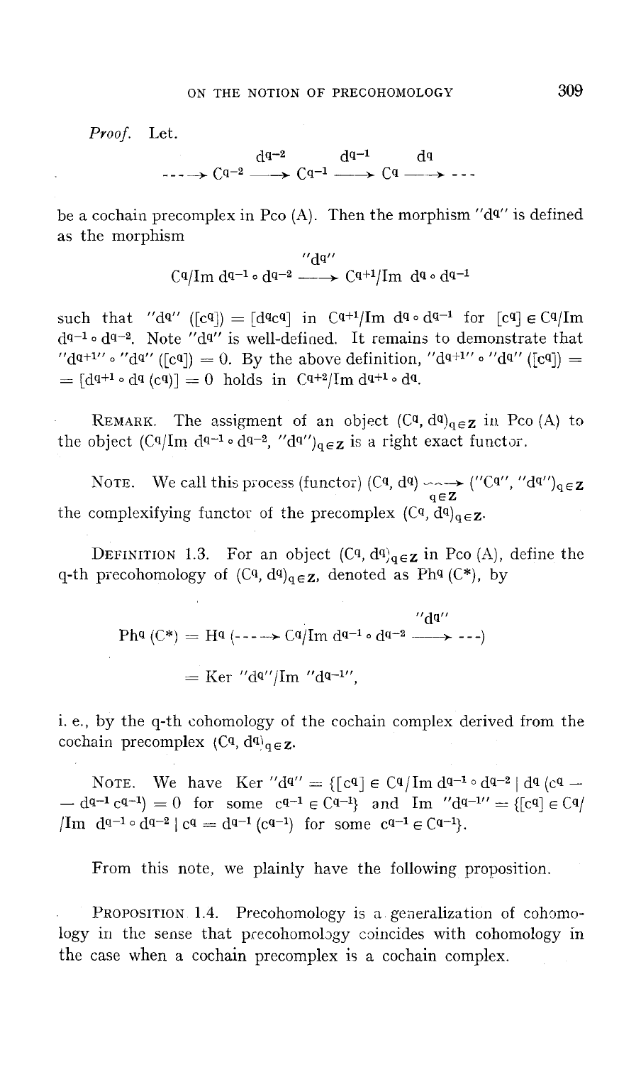*Proof.* Let.

$$\dashrightarrow C^{q-2} \xrightarrow{d^{q-2}} C^{q-1} \xrightarrow{d^{q-1}} C^{q} \xrightarrow{d^{q}} \cdots$$

be a cochain precomplex in Pco (A). Then the morphism "$d^q$" is defined as the morphism

$$C^q/\text{Im } d^{q-1} \circ d^{q-2} \xrightarrow{''d^q''} C^{q+1}/\text{Im } d^q \circ d^{q-1}$$

such that "$d^q$" $([c^q]) = [d^q c^q]$ in $C^{q+1}/\text{Im } d^q \circ d^{q-1}$ for $[c^q] \in C^q/\text{Im } d^{q-1} \circ d^{q-2}$. Note "$d^q$" is well-defined. It remains to demonstrate that "$d^{q+1}$" $\circ$ "$d^q$" $([c^q]) = 0$. By the above definition, "$d^{q+1}$" $\circ$ "$d^q$" $([c^q]) = [d^{q+1} \circ d^q (c^q)] = 0$ holds in $C^{q+2}/\text{Im } d^{q+1} \circ d^q$.

REMARK. The assigment of an object $(C^q, d^q)_{q \in \mathbf{Z}}$ in Pco (A) to the object $(C^q/\text{Im } d^{q-1} \circ d^{q-2}, ''d^q'')_{q \in \mathbf{Z}}$ is a right exact functor.

NOTE. We call this process (functor) $(C^q, d^q)_{q \in \mathbf{Z}} \dashrightarrow (''C^q'', ''d^q'')_{q \in \mathbf{Z}}$ the complexifying functor of the precomplex $(C^q, d^q)_{q \in \mathbf{Z}}$.

DEFINITION 1.3. For an object $(C^q, d^q)_{q \in \mathbf{Z}}$ in Pco (A), define the q-th precohomology of $(C^q, d^q)_{q \in \mathbf{Z}}$, denoted as $Ph^q(C^*)$, by

$$Ph^q(C^*) = H^q(\dashrightarrow C^q/\text{Im } d^{q-1} \circ d^{q-2} \xrightarrow{''d^q''} \cdots)$$

$$= \text{Ker } ''d^q''/\text{Im } ''d^{q-1}'',$$

i. e., by the q-th cohomology of the cochain complex derived from the cochain precomplex $(C^q, d^q)_{q \in \mathbf{Z}}$.

NOTE. We have Ker "$d^q$" $= \{[c^q] \in C^q/\text{Im } d^{q-1} \circ d^{q-2} \mid d^q(c^q - d^{q-1} c^{q-1}) = 0$ for some $c^{q-1} \in C^{q-1}\}$ and Im "$d^{q-1}$" $= \{[c^q] \in C^q/\text{Im } d^{q-1} \circ d^{q-2} \mid c^q = d^{q-1}(c^{q-1})$ for some $c^{q-1} \in C^{q-1}\}$.

From this note, we plainly have the following proposition.

PROPOSITION 1.4. Precohomology is a generalization of cohomology in the sense that precohomology coincides with cohomology in the case when a cochain precomplex is a cochain complex.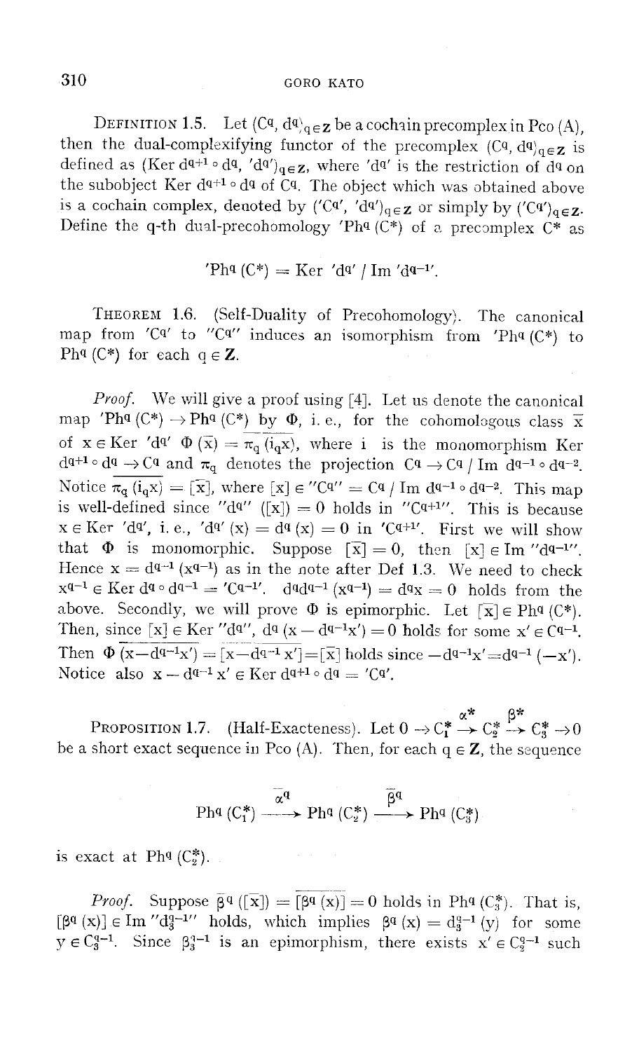**Definition 1.5.** Let $(C^q, d^q)_{q \in \mathbf{Z}}$ be a cochain precomplex in Pco (A), then the dual-complexifying functor of the precomplex $(C^q, d^q)_{q \in \mathbf{Z}}$ is defined as $(\operatorname{Ker} d^{q+1} \circ d^q, {'d^q}')_{q \in \mathbf{Z}}$, where ${'d^q}'$ is the restriction of $d^q$ on the subobject $\operatorname{Ker} d^{q+1} \circ d^q$ of $C^q$. The object which was obtained above is a cochain complex, denoted by $({'C^q}', {'d^q}')_{q \in \mathbf{Z}}$ or simply by $({'C^q}')_{q \in \mathbf{Z}}$. Define the q-th dual-precohomology ${'Ph^q}(C^*)$ of a precomplex $C^*$ as

$$
{'Ph^q}(C^*) = \operatorname{Ker} {'d^q}' / \operatorname{Im} {'d^{q-1}}'.
$$

**Theorem 1.6.** (Self-Duality of Precohomology). The canonical map from ${'C^q}'$ to ${''C^q}''$ induces an isomorphism from ${'Ph^q}(C^*)$ to $Ph^q(C^*)$ for each $q \in \mathbf{Z}$.

*Proof.* We will give a proof using [4]. Let us denote the canonical map ${'Ph^q}(C^*) \to Ph^q(C^*)$ by $\Phi$, i. e., for the cohomologous class $\bar{x}$ of $x \in \operatorname{Ker} {'d^q}'$ $\Phi(\bar{x}) = \overline{\pi_q(i_q x)}$, where i is the monomorphism $\operatorname{Ker} d^{q+1} \circ d^q \to C^q$ and $\pi_q$ denotes the projection $C^q \to C^q / \operatorname{Im} d^{q-1} \circ d^{q-2}$. Notice $\pi_q(i_q x) = \overline{[x]}$, where $[x] \in {''C^q}'' = C^q / \operatorname{Im} d^{q-1} \circ d^{q-2}$. This map is well-defined since ${''d^q}''([x]) = 0$ holds in ${''C^{q+1}}''$. This is because $x \in \operatorname{Ker} {'d^q}'$, i. e., ${'d^q}'(x) = d^q(x) = 0$ in ${'C^{q+1}}'$. First we will show that $\Phi$ is monomorphic. Suppose $\overline{[x]} = 0$, then $[x] \in \operatorname{Im} {''d^{q-1}}''$. Hence $x = d^{q-1}(x^{q-1})$ as in the note after Def 1.3. We need to check $x^{q-1} \in \operatorname{Ker} d^q \circ d^{q-1} = {'C^{q-1}}'$. $d^q d^{q-1}(x^{q-1}) = d^q x = 0$ holds from the above. Secondly, we will prove $\Phi$ is epimorphic. Let $\overline{[x]} \in Ph^q(C^*)$. Then, since $[x] \in \operatorname{Ker} {''d^q}''$, $d^q(x - d^{q-1}x') = 0$ holds for some $x' \in C^{q-1}$. Then $\Phi\,\overline{(x - d^{q-1}x')} = \overline{[x - d^{q-1}x']} = \overline{[x]}$ holds since $-d^{q-1}x' = d^{q-1}(-x')$. Notice also $x - d^{q-1}x' \in \operatorname{Ker} d^{q+1} \circ d^q = {'C^q}'$.

**Proposition 1.7.** (Half-Exactness). Let $0 \to C_1^* \xrightarrow{\alpha^*} C_2^* \xrightarrow{\beta^*} C_3^* \to 0$ be a short exact sequence in Pco (A). Then, for each $q \in \mathbf{Z}$, the sequence

$$
Ph^q(C_1^*) \xrightarrow{\bar{\alpha}^q} Ph^q(C_2^*) \xrightarrow{\bar{\beta}^q} Ph^q(C_3^*)
$$

is exact at $Ph^q(C_2^*)$.

*Proof.* Suppose $\bar{\beta}^q(\overline{[x]}) = \overline{[\beta^q(x)]} = 0$ holds in $Ph^q(C_3^*)$. That is, $[\beta^q(x)] \in \operatorname{Im} {''d_3^{q-1}}''$ holds, which implies $\beta^q(x) = d_3^{q-1}(y)$ for some $y \in C_3^{q-1}$. Since $\beta_3^{q-1}$ is an epimorphism, there exists $x' \in C_2^{q-1}$ such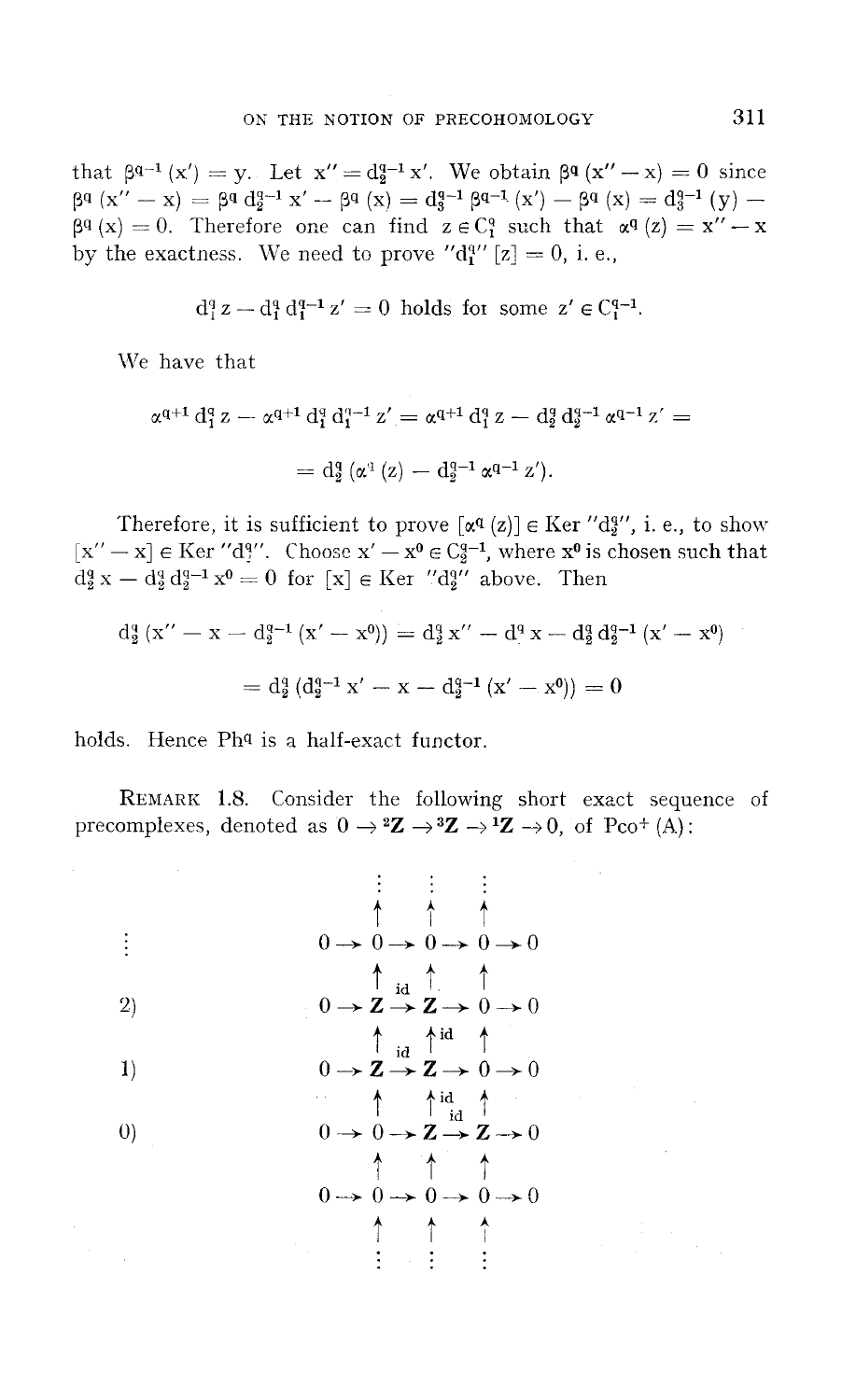that $\beta^{q-1}(x') = y$. Let $x'' = d_2^{q-1} x'$. We obtain $\beta^q(x'' - x) = 0$ since $\beta^q(x'' - x) = \beta^q d_2^{q-1} x' - \beta^q(x) = d_3^{q-1} \beta^{q-1}(x') - \beta^q(x) = d_3^{q-1}(y) - \beta^q(x) = 0$. Therefore one can find $z \in C_1^q$ such that $\alpha^q(z) = x'' - x$ by the exactness. We need to prove "$d_1^q$" $[z] = 0$, i.e.,

$$d_1^q z - d_1^q d_1^{q-1} z' = 0 \text{ holds for some } z' \in C_1^{q-1}.$$

We have that

$$\alpha^{q+1} d_1^q z - \alpha^{q+1} d_1^q d_1^{q-1} z' = \alpha^{q+1} d_1^q z - d_2^q d_2^{q-1} \alpha^{q-1} z' =$$

$$= d_2^q (\alpha^q(z) - d_2^{q-1} \alpha^{q-1} z').$$

Therefore, it is sufficient to prove $[\alpha^q(z)] \in \operatorname{Ker}$ "$d_2^q$", i.e., to show $[x'' - x] \in \operatorname{Ker}$ "$d_2^q$". Choose $x' - x^0 \in C_2^{q-1}$, where $x^0$ is chosen such that $d_2^q x - d_2^q d_2^{q-1} x^0 = 0$ for $[x] \in \operatorname{Ker}$ "$d_2^q$" above. Then

$$d_2^q(x'' - x - d_2^{q-1}(x' - x^0)) = d_2^q x'' - d^q x - d_2^q d_2^{q-1}(x' - x^0)$$

$$= d_2^q(d_2^{q-1} x' - x - d_2^{q-1}(x' - x^0)) = 0$$

holds. Hence $\mathrm{Ph}^q$ is a half-exact functor.

REMARK 1.8. Consider the following short exact sequence of precomplexes, denoted as $0 \to {}^2\mathbf{Z} \to {}^3\mathbf{Z} \to {}^1\mathbf{Z} \to 0$, of $\mathrm{Pco}^+(\mathrm{A})$:

$$\begin{array}{lccccccccc}
\vdots & & & \vdots & & \vdots & & \vdots & & \\
 & & & \uparrow & & \uparrow & & \uparrow & & \\
 & 0 & \to & 0 & \to & 0 & \to & 0 & \to & 0 \\
 & & & \uparrow & \text{id} & \uparrow & & \uparrow & & \\
2) & 0 & \to & \mathbf{Z} & \to & \mathbf{Z} & \to & 0 & \to & 0 \\
 & & & \uparrow \text{id} & & \uparrow \text{id} & & \uparrow & & \\
1) & 0 & \to & \mathbf{Z} & \to & \mathbf{Z} & \to & 0 & \to & 0 \\
 & & & \uparrow & & \uparrow \text{id} & \text{id} & \uparrow & & \\
0) & 0 & \to & 0 & \to & \mathbf{Z} & \to & \mathbf{Z} & \to & 0 \\
 & & & \uparrow & & \uparrow & & \uparrow & & \\
 & 0 & \to & 0 & \to & 0 & \to & 0 & \to & 0 \\
 & & & \uparrow & & \uparrow & & \uparrow & & \\
 & & & \vdots & & \vdots & & \vdots & &
\end{array}$$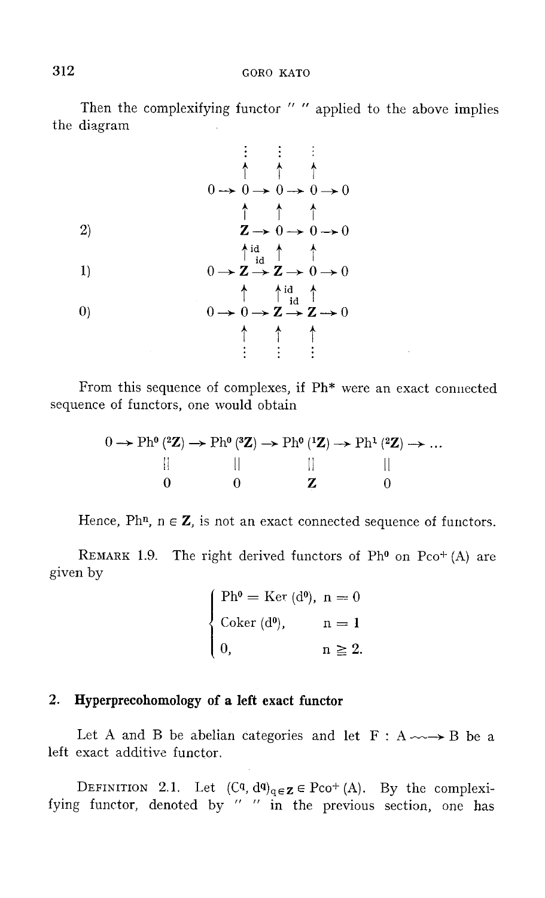Then the complexifying functor " " applied to the above implies the diagram

$$
\begin{array}{lccccccccc}
 & & & \vdots & & \vdots & & \vdots & & \\
 & & & \uparrow & & \uparrow & & \uparrow & & \\
 & 0 & \to & 0 & \to & 0 & \to & 0 & \to & 0 \\
 & & & \uparrow & & \uparrow & & \uparrow & & \\
2) & & & \mathbf{Z} & \to & 0 & \to & 0 & \to & 0 \\
 & & & \uparrow{\scriptstyle id} & & \uparrow & & \uparrow & & \\
1) & 0 & \to & \mathbf{Z} & \xrightarrow{id} & \mathbf{Z} & \to & 0 & \to & 0 \\
 & & & \uparrow & & \uparrow{\scriptstyle id} & & \uparrow & & \\
0) & 0 & \to & 0 & \to & \mathbf{Z} & \xrightarrow{id} & \mathbf{Z} & \to & 0 \\
 & & & \uparrow & & \uparrow & & \uparrow & & \\
 & & & \vdots & & \vdots & & \vdots & &
\end{array}
$$

From this sequence of complexes, if Ph* were an exact connected sequence of functors, one would obtain

$$
\begin{array}{ccccccccc}
0 \to & \mathrm{Ph}^0({}^2\mathbf{Z}) & \to & \mathrm{Ph}^0({}^3\mathbf{Z}) & \to & \mathrm{Ph}^0({}^1\mathbf{Z}) & \to & \mathrm{Ph}^1({}^2\mathbf{Z}) & \to \dots \\
 & \| & & \| & & \| & & \| & \\
 & 0 & & 0 & & \mathbf{Z} & & 0 &
\end{array}
$$

Hence, $\mathrm{Ph}^n$, $n \in \mathbf{Z}$, is not an exact connected sequence of functors.

REMARK 1.9. The right derived functors of $\mathrm{Ph}^0$ on $\mathrm{Pco}^+(A)$ are given by

$$
\begin{cases}
\mathrm{Ph}^0 = \mathrm{Ker}(d^0), & n = 0 \\
\mathrm{Coker}(d^0), & n = 1 \\
0, & n \geqq 2.
\end{cases}
$$

## 2. Hyperprecohomology of a left exact functor

Let A and B be abelian categories and let $F : A \rightsquigarrow B$ be a left exact additive functor.

DEFINITION 2.1. Let $(C^q, d^q)_{q \in \mathbf{Z}} \in \mathrm{Pco}^+(A)$. By the complexifying functor, denoted by " " in the previous section, one has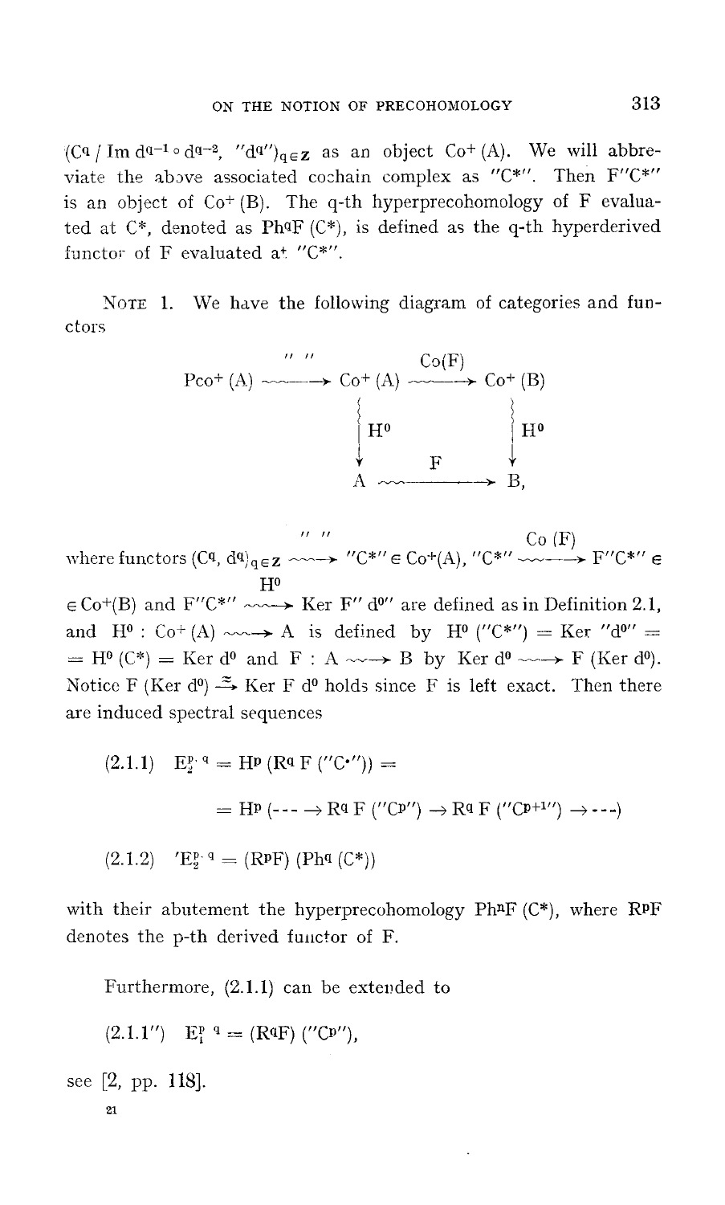$(C^q / \operatorname{Im} d^{q-1} \circ d^{q-2}, "d^q")_{q \in \mathbf{Z}}$ as an object $Co^+(A)$. We will abbreviate the above associated cochain complex as $"C^*"$. Then $F"C^*"$ is an object of $Co^+(B)$. The q-th hyperprecohomology of F evaluated at $C^*$, denoted as $Ph^qF(C^*)$, is defined as the q-th hyperderived functor of F evaluated at $"C^*"$.

NOTE 1. We have the following diagram of categories and functors

$$
\begin{array}{ccccc}
Pco^+(A) & \xrightarrow{\;" \;"\;} & Co^+(A) & \xrightarrow{Co(F)} & Co^+(B) \\
 & & \downarrow H^0 & & \downarrow H^0 \\
 & & A & \xrightarrow{\quad F \quad} & B,
\end{array}
$$

where functors $(C^q, d^q)_{q \in \mathbf{Z}} \xrightarrow{\;" \;"\;} "C^*" \in Co^+(A)$, $"C^*" \xrightarrow{Co(F)} F"C^*" \in Co^+(B)$ and $F"C^*" \xrightarrow{H^0} \operatorname{Ker} F" d^{0}"$ are defined as in Definition 2.1, and $H^0 : Co^+(A) \rightsquigarrow A$ is defined by $H^0("C^*") = \operatorname{Ker} "d^0" = H^0(C^*) = \operatorname{Ker} d^0$ and $F : A \rightsquigarrow B$ by $\operatorname{Ker} d^0 \rightsquigarrow F(\operatorname{Ker} d^0)$. Notice $F(\operatorname{Ker} d^0) \xrightarrow{\simeq} \operatorname{Ker} F d^0$ holds since F is left exact. Then there are induced spectral sequences

$$
\begin{aligned}
(2.1.1) \quad E_2^{p,q} &= H^p(R^q F("C^{\cdot}")) = \\
&= H^p(\text{---} \rightarrow R^q F("C^p") \rightarrow R^q F("C^{p+1}") \rightarrow \text{---})
\end{aligned}
$$

$$
(2.1.2) \quad 'E_2^{p,q} = (R^pF)(Ph^q(C^*))
$$

with their abutement the hyperprecohomology $Ph^nF(C^*)$, where $R^pF$ denotes the p-th derived functor of F.

Furthermore, (2.1.1) can be extended to

$$
(2.1.1'') \quad E_1^{p,q} = (R^qF)("C^p"),
$$

see [2, pp. 118].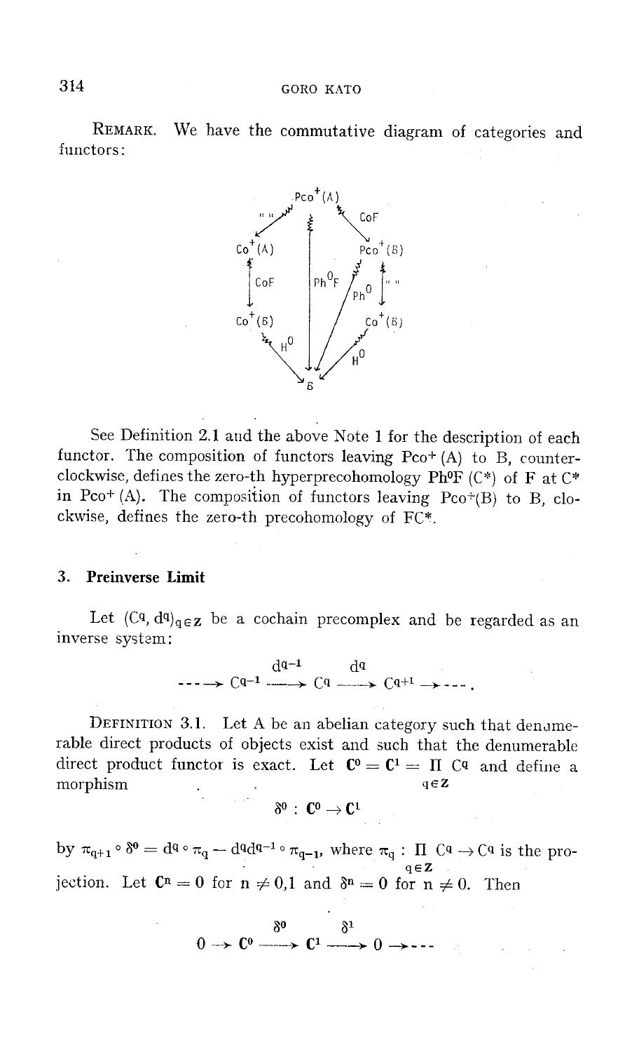REMARK. We have the commutative diagram of categories and functors:

$$
\begin{array}{ccccc}
 & & \mathrm{Pco}^{+}(A) & & \\
 & \swarrow^{\text{'' ''}} & & \searrow^{\mathrm{CoF}} & \\
\mathrm{Co}^{+}(A) & & \Big\downarrow{\scriptstyle \mathrm{Ph}^0\mathrm{F}} & & \mathrm{Pco}^{+}(B) \\
\Big\downarrow{\scriptstyle \mathrm{CoF}} & & & \swarrow_{\mathrm{Ph}^0} & \Big\downarrow{\scriptstyle \text{'' ''}} \\
\mathrm{Co}^{+}(B) & & & & \mathrm{Co}^{+}(B) \\
 & \searrow_{\mathrm{H}^0} & & \swarrow_{\mathrm{H}^0} & \\
 & & B & &
\end{array}
$$

See Definition 2.1 and the above Note 1 for the description of each functor. The composition of functors leaving Pco+ (A) to B, counter-clockwise, defines the zero-th hyperprecohomology $\mathrm{Ph}^0\mathrm{F}\,(C^*)$ of F at $C^*$ in Pco+ (A). The composition of functors leaving Pco+(B) to B, clockwise, defines the zero-th precohomology of $FC^*$.

## 3. Preinverse Limit

Let $(C^q, d^q)_{q\in\mathbf{Z}}$ be a cochain precomplex and be regarded as an inverse system:

$$
\cdots \longrightarrow C^{q-1} \xrightarrow{\ d^{q-1}\ } C^q \xrightarrow{\ d^q\ } C^{q+1} \longrightarrow \cdots .
$$

DEFINITION 3.1. Let A be an abelian category such that denumerable direct products of objects exist and such that the denumerable direct product functor is exact. Let $\mathbf{C}^0 = \mathbf{C}^1 = \prod_{q\in\mathbf{Z}} C^q$ and define a morphism

$$
\delta^0 : \mathbf{C}^0 \to \mathbf{C}^1
$$

by $\pi_{q+1} \circ \delta^0 = d^q \circ \pi_q - d^q d^{q-1} \circ \pi_{q-1}$, where $\pi_q : \prod_{q\in\mathbf{Z}} C^q \to C^q$ is the projection. Let $\mathbf{C}^n = 0$ for $n \neq 0,1$ and $\delta^n = 0$ for $n \neq 0$. Then

$$
0 \to \mathbf{C}^0 \xrightarrow{\ \delta^0\ } \mathbf{C}^1 \xrightarrow{\ \delta^1\ } 0 \to \cdots
$$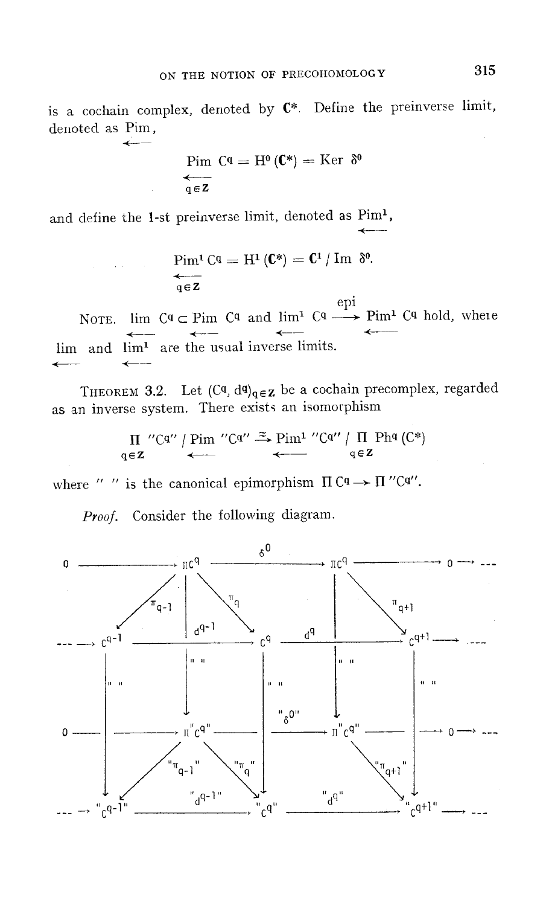is a cochain complex, denoted by $\mathbf{C}^*$. Define the preinverse limit, denoted as $\underleftarrow{\text{Pim}}$,

$$\underset{q \in \mathbf{Z}}{\underleftarrow{\text{Pim}}}\, C^q = H^0(\mathbf{C}^*) = \text{Ker}\ \delta^0$$

and define the 1-st preinverse limit, denoted as $\underleftarrow{\text{Pim}}^1$,

$$\underset{q \in \mathbf{Z}}{\underleftarrow{\text{Pim}}^1}\, C^q = H^1(\mathbf{C}^*) = \mathbf{C}^1 / \text{Im}\ \delta^0.$$

NOTE. $\underleftarrow{\lim}\, C^q \subset \underleftarrow{\text{Pim}}\, C^q$ and $\underleftarrow{\lim}^1\, C^q \xrightarrow{\text{epi}} \underleftarrow{\text{Pim}}^1\, C^q$ hold, where $\underleftarrow{\lim}$ and $\underleftarrow{\lim}^1$ are the usual inverse limits.

THEOREM 3.2. Let $(C^q, d^q)_{q \in \mathbf{Z}}$ be a cochain precomplex, regarded as an inverse system. There exists an isomorphism

$$\prod_{q \in \mathbf{Z}} {}''C^q{}'' \,/\, \underleftarrow{\text{Pim}}\ {}''C^q{}'' \xrightarrow{\cong} \underleftarrow{\text{Pim}}^1\ {}''C^q{}'' \,/\, \prod_{q \in \mathbf{Z}} \text{Ph}^q(\mathbf{C}^*)$$

where $''\ ''$ is the canonical epimorphism $\prod C^q \to \prod {}''C^q{}''$.

*Proof.* Consider the following diagram.

$$\begin{array}{ccccccccc}
0 & \longrightarrow & \prod C^q & \xrightarrow{\ \delta^0\ } & \prod C^q & \longrightarrow & 0 & \longrightarrow & \cdots \\
\cdots \longrightarrow & C^{q-1} & \xrightarrow{\ d^{q-1}\ } & C^q & \xrightarrow{\ d^q\ } & C^{q+1} & \longrightarrow & \cdots & \\
0 & \longrightarrow & \prod {}''C^q{}'' & \xrightarrow{\ ''\delta^0''\ } & \prod {}''C^q{}'' & \longrightarrow & 0 & \longrightarrow & \cdots \\
\cdots \longrightarrow & {}''C^{q-1}{}'' & \xrightarrow{\ ''d^{q-1}''\ } & {}''C^q{}'' & \xrightarrow{\ ''d^q''\ } & {}''C^{q+1}{}'' & \longrightarrow & \cdots &
\end{array}$$

(with projections $\pi_{q-1}, \pi_q, \pi_{q+1}$ from $\prod C^q$ to $C^{q-1}, C^q, C^{q+1}$; projections $''\pi_{q-1}'', ''\pi_q'', ''\pi_{q+1}''$ from $\prod {}''C^q{}''$ to ${}''C^{q-1}{}'', {}''C^q{}'', {}''C^{q+1}{}''$; and vertical maps $''\ ''$ from the upper rows to the corresponding lower rows.)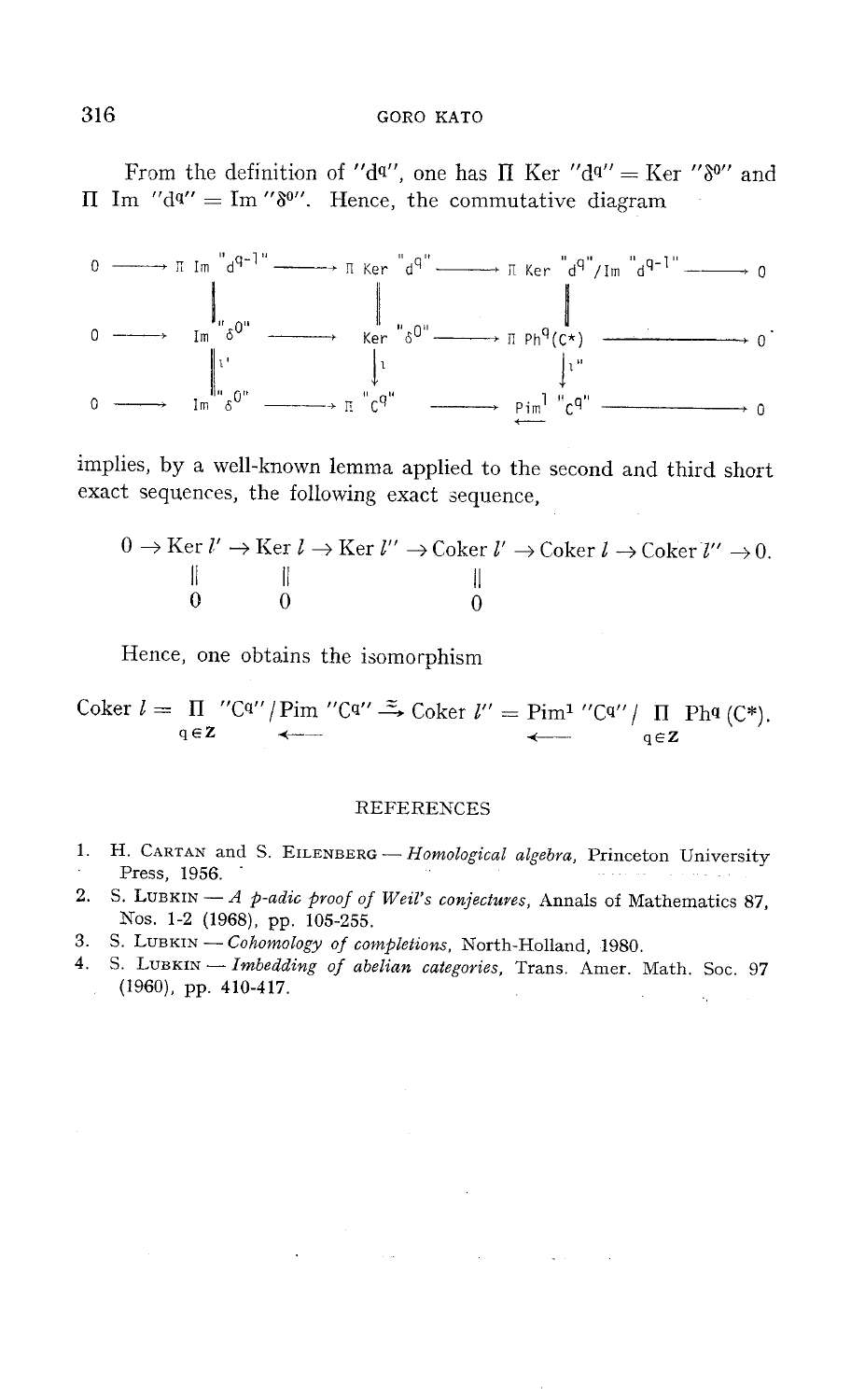From the definition of $"d^q"$, one has $\Pi$ Ker $"d^q" =$ Ker $"\delta^0"$ and $\Pi$ Im $"d^q" =$ Im $"\delta^0"$. Hence, the commutative diagram

$$
\begin{array}{ccccccccc}
0 & \longrightarrow & \Pi \text{ Im } "d^{q-1}" & \longrightarrow & \Pi \text{ Ker } "d^q" & \longrightarrow & \Pi \text{ Ker } "d^q"/\text{Im } "d^{q-1}" & \longrightarrow & 0 \\
 & & \| & & \| & & \| & & \\
0 & \longrightarrow & \text{Im } "\delta^0" & \longrightarrow & \text{Ker } "\delta^0" & \longrightarrow & \Pi \text{ Ph}^q(C^*) & \longrightarrow & 0 \\
 & & \|\iota' & & \downarrow \iota & & \downarrow \iota'' & & \\
0 & \longrightarrow & \text{Im } "\delta^0" & \longrightarrow & \Pi \text{ } "C^q" & \longrightarrow & \underleftarrow{\text{Pim}}^1 \text{ } "C^q" & \longrightarrow & 0
\end{array}
$$

implies, by a well-known lemma applied to the second and third short exact sequences, the following exact sequence,

$$
\begin{array}{ccccccccccccc}
0 & \to & \text{Ker } l' & \to & \text{Ker } l & \to & \text{Ker } l'' & \to & \text{Coker } l' & \to & \text{Coker } l & \to & \text{Coker } l'' \to 0. \\
 & & \| & & \| & & & & \| & & & & \\
 & & 0 & & 0 & & & & 0 & & & &
\end{array}
$$

Hence, one obtains the isomorphism

$$\text{Coker } l = \prod_{q \in \mathbf{Z}} "C^q"/\underleftarrow{\text{Pim}} "C^q" \xrightarrow{\simeq} \text{Coker } l'' = \underleftarrow{\text{Pim}}^1 "C^q"/ \prod_{q \in \mathbf{Z}} \text{Ph}^q(C^*).$$

## REFERENCES

1. H. CARTAN and S. EILENBERG — *Homological algebra*, Princeton University Press, 1956.
2. S. LUBKIN — *A p-adic proof of Weil's conjectures*, Annals of Mathematics 87, Nos. 1-2 (1968), pp. 105-255.
3. S. LUBKIN — *Cohomology of completions*, North-Holland, 1980.
4. S. LUBKIN — *Imbedding of abelian categories*, Trans. Amer. Math. Soc. 97 (1960), pp. 410-417.